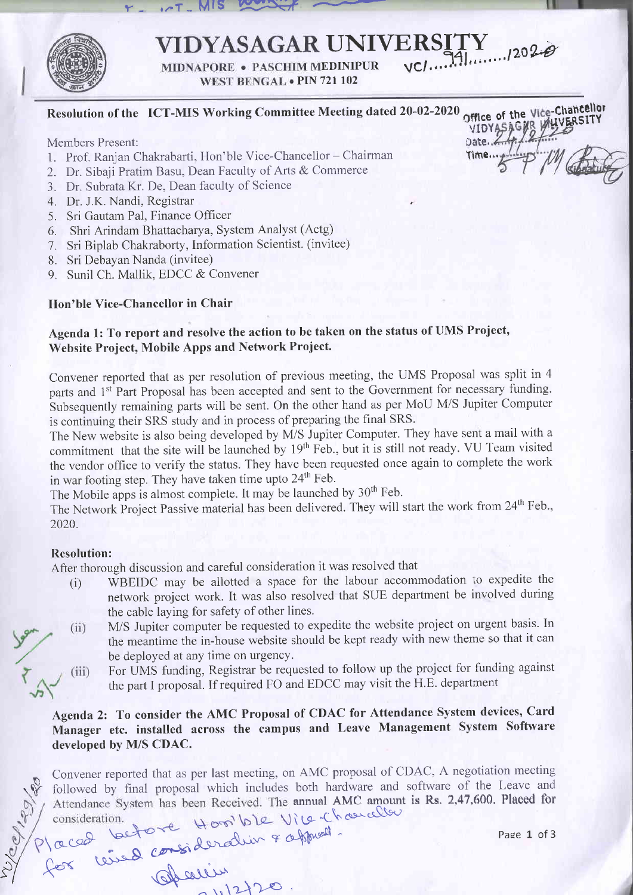# VIDYASAGAR UNIVERSITY

MIDNAPORE • PASCHIM MEDINIPUR
WEST BENGAL • PIN 721 102

VC/....941......./2020

**Resolution of the ICT-MIS Working Committee Meeting dated 20-02-2020**

Office of the Vice-Chancellor
VIDYASAGAR UNIVERSITY
Date..24/2/20
Time..5 PM
Signature

Members Present:

1. Prof. Ranjan Chakrabarti, Hon'ble Vice-Chancellor – Chairman
2. Dr. Sibaji Pratim Basu, Dean Faculty of Arts & Commerce
3. Dr. Subrata Kr. De, Dean faculty of Science
4. Dr. J.K. Nandi, Registrar
5. Sri Gautam Pal, Finance Officer
6. Shri Arindam Bhattacharya, System Analyst (Actg)
7. Sri Biplab Chakraborty, Information Scientist. (invitee)
8. Sri Debayan Nanda (invitee)
9. Sunil Ch. Mallik, EDCC & Convener

**Hon'ble Vice-Chancellor in Chair**

**Agenda 1: To report and resolve the action to be taken on the status of UMS Project, Website Project, Mobile Apps and Network Project.**

Convener reported that as per resolution of previous meeting, the UMS Proposal was split in 4 parts and 1st Part Proposal has been accepted and sent to the Government for necessary funding. Subsequently remaining parts will be sent. On the other hand as per MoU M/S Jupiter Computer is continuing their SRS study and in process of preparing the final SRS.

The New website is also being developed by M/S Jupiter Computer. They have sent a mail with a commitment that the site will be launched by 19th Feb., but it is still not ready. VU Team visited the vendor office to verify the status. They have been requested once again to complete the work in war footing step. They have taken time upto 24th Feb.

The Mobile apps is almost complete. It may be launched by 30th Feb.

The Network Project Passive material has been delivered. They will start the work from 24th Feb., 2020.

**Resolution:**

After thorough discussion and careful consideration it was resolved that

(i) WBEIDC may be allotted a space for the labour accommodation to expedite the network project work. It was also resolved that SUE department be involved during the cable laying for safety of other lines.

(ii) M/S Jupiter computer be requested to expedite the website project on urgent basis. In the meantime the in-house website should be kept ready with new theme so that it can be deployed at any time on urgency.

(iii) For UMS funding, Registrar be requested to follow up the project for funding against the part I proposal. If required FO and EDCC may visit the H.E. department

**Agenda 2: To consider the AMC Proposal of CDAC for Attendance System devices, Card Manager etc. installed across the campus and Leave Management System Software developed by M/S CDAC.**

Convener reported that as per last meeting, on AMC proposal of CDAC, A negotiation meeting followed by final proposal which includes both hardware and software of the Leave and Attendance System has been Received. The annual AMC amount is Rs. 2,47,600. Placed for consideration.

Placed before Hon'ble Vice Chancellor for kind consideration & approval.
21/2/20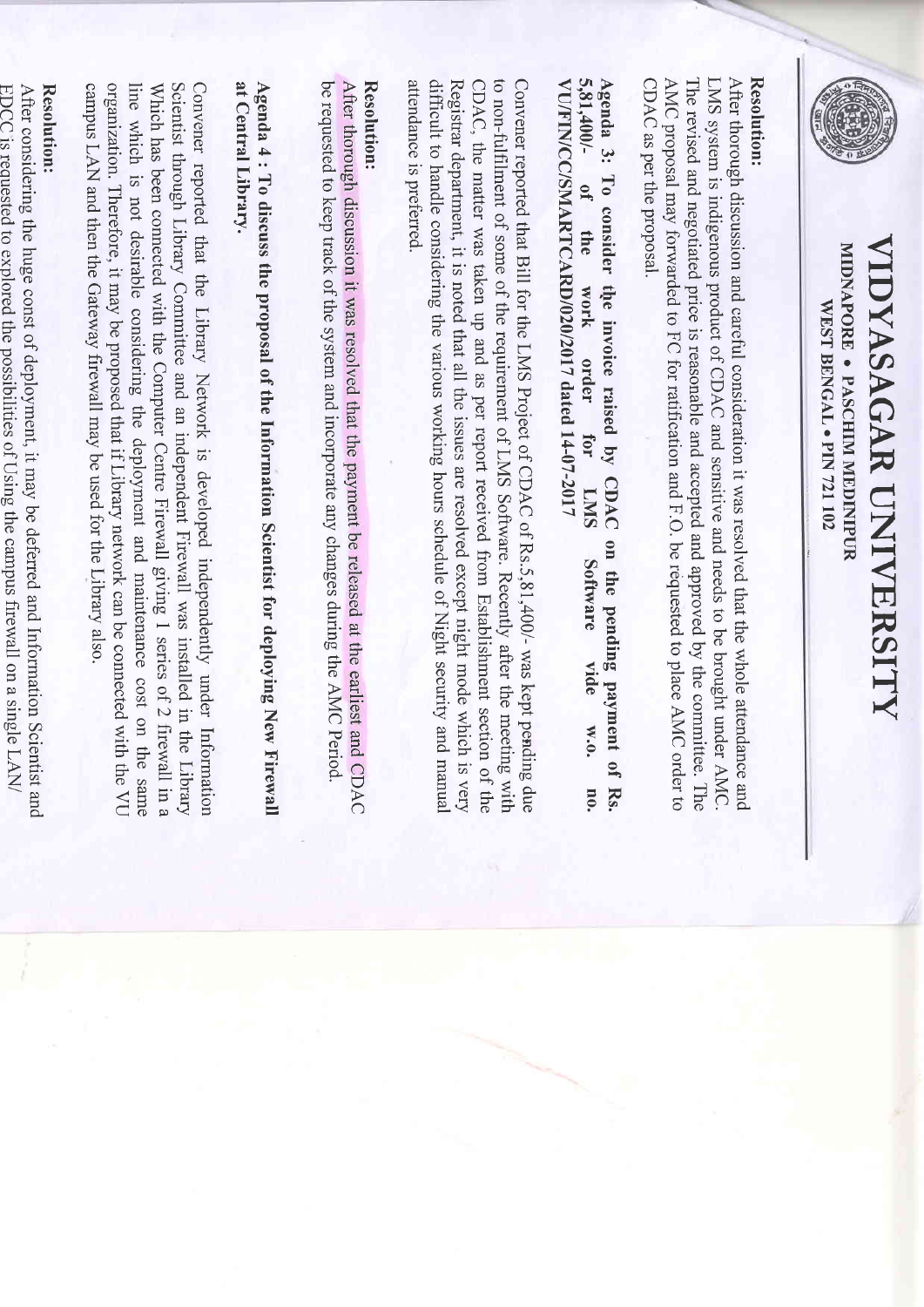# VIDYASAGAR UNIVERSITY

MIDNAPORE • PASCHIM MEDINIPUR
WEST BENGAL • PIN 721 102

**Resolution:**

After thorough discussion and careful consideration it was resolved that the whole attendance and LMS system is indigenous product of CDAC and sensitive and needs to be brought under AMC. The revised and negotiated price is reasonable and accepted and approved by the committee. The AMC proposal may forwarded to FC for ratification and F.O. be requested to place AMC order to CDAC as per the proposal.

**Agenda 3: To consider the invoice raised by CDAC on the pending payment of Rs. 5,81,400/- of the work order for LMS Software vide w.o. no. VU/FIN/CC/SMARTCARD/020/2017 dated 14-07-2017**

Convener reported that Bill for the LMS Project of CDAC of Rs.5,81,400/- was kept pending due to non-fulfilment of some of the requirement of LMS Software. Recently after the meeting with CDAC, the matter was taken up and as per report received from Establishment section of the Registrar department, it is noted that all the issues are resolved except night mode which is very difficult to handle considering the various working hours schedule of Night security and manual attendance is preferred.

**Resolution:**

After thorough discussion it was resolved that the payment be released at the earliest and CDAC be requested to keep track of the system and incorporate any changes during the AMC Period.

**Agenda 4 : To discuss the proposal of the Information Scientist for deploying New Firewall at Central Library.**

Convener reported that the Library Network is developed independently under Information Scientist through Library Committee and an independent Firewall was installed in the Library Which has been connected with the Computer Centre Firewall giving 1 series of 2 firewall in a line which is not desirable considering the deployment and maintenance cost on the same organization. Therefore, it may be proposed that if Library network can be connected with the VU campus LAN and then the Gateway firewall may be used for the Library also.

**Resolution:**

After considering the huge const of deployment, it may be deferred and Information Scientist and EDCC is requested to explored the possibilities of Using the campus firewall on a single LAN/